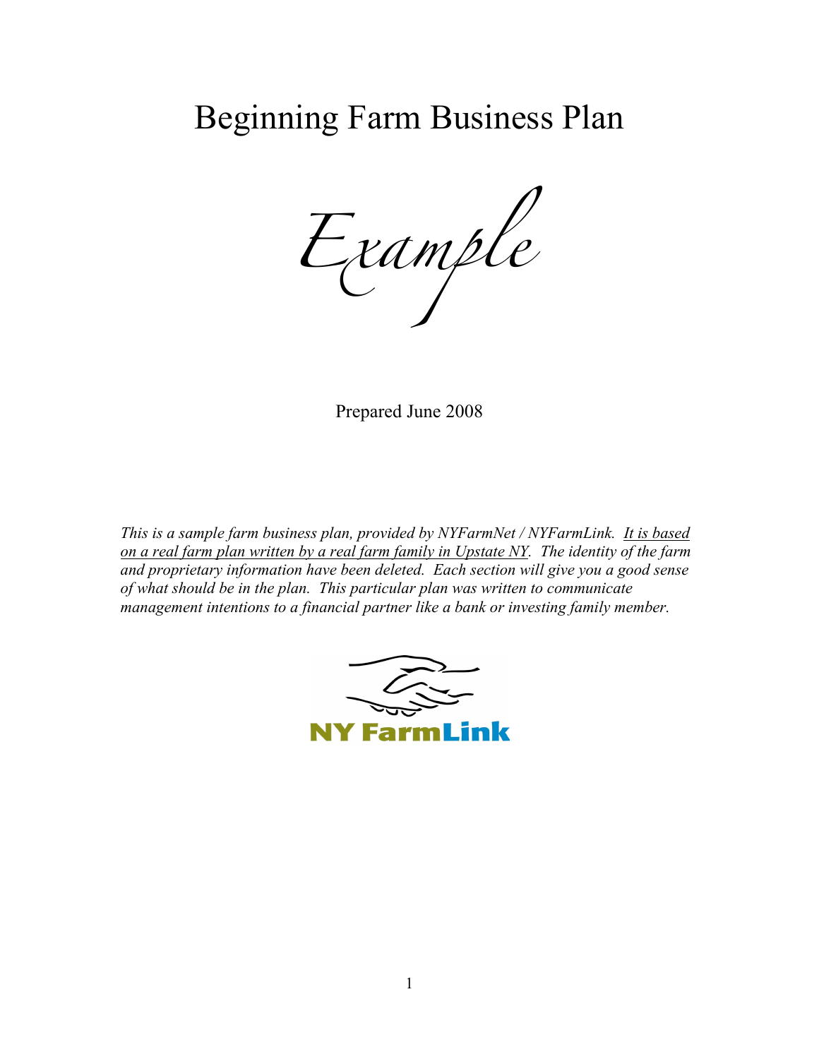# Beginning Farm Business Plan

*Example*

Prepared June 2008

*This is a sample farm business plan, provided by NYFarmNet / NYFarmLink. It is based on a real farm plan written by a real farm family in Upstate NY. The identity of the farm and proprietary information have been deleted. Each section will give you a good sense of what should be in the plan. This particular plan was written to communicate management intentions to a financial partner like a bank or investing family member.*

NY FarmLink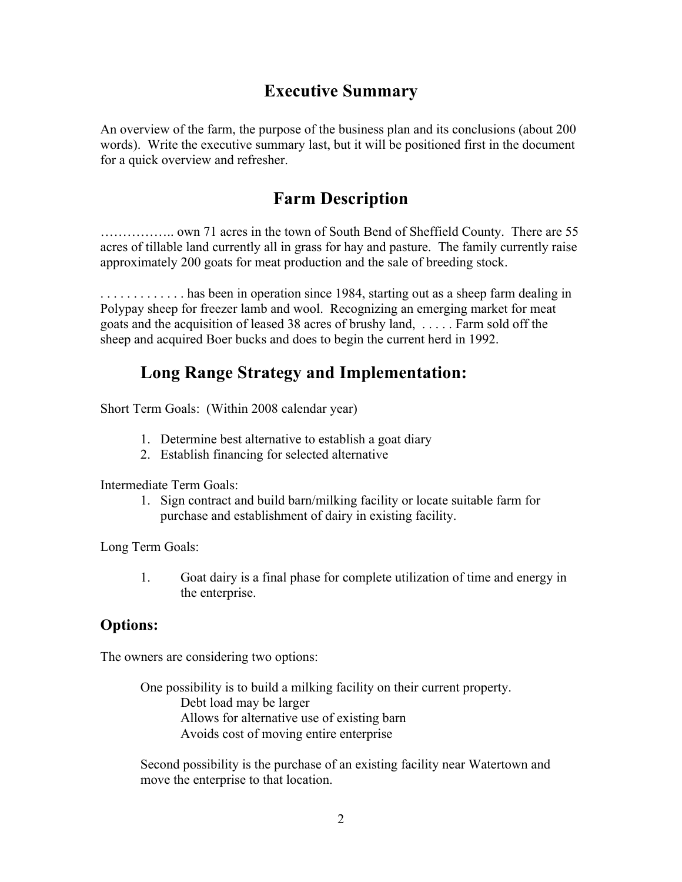# Executive Summary

An overview of the farm, the purpose of the business plan and its conclusions (about 200 words). Write the executive summary last, but it will be positioned first in the document for a quick overview and refresher.

# Farm Description

…………….. own 71 acres in the town of South Bend of Sheffield County. There are 55 acres of tillable land currently all in grass for hay and pasture. The family currently raise approximately 200 goats for meat production and the sale of breeding stock.

. . . . . . . . . . . . . has been in operation since 1984, starting out as a sheep farm dealing in Polypay sheep for freezer lamb and wool. Recognizing an emerging market for meat goats and the acquisition of leased 38 acres of brushy land, . . . . . Farm sold off the sheep and acquired Boer bucks and does to begin the current herd in 1992.

# Long Range Strategy and Implementation:

Short Term Goals: (Within 2008 calendar year)

1. Determine best alternative to establish a goat diary
2. Establish financing for selected alternative

Intermediate Term Goals:

1. Sign contract and build barn/milking facility or locate suitable farm for purchase and establishment of dairy in existing facility.

Long Term Goals:

1. Goat dairy is a final phase for complete utilization of time and energy in the enterprise.

## Options:

The owners are considering two options:

One possibility is to build a milking facility on their current property.
- Debt load may be larger
- Allows for alternative use of existing barn
- Avoids cost of moving entire enterprise

Second possibility is the purchase of an existing facility near Watertown and move the enterprise to that location.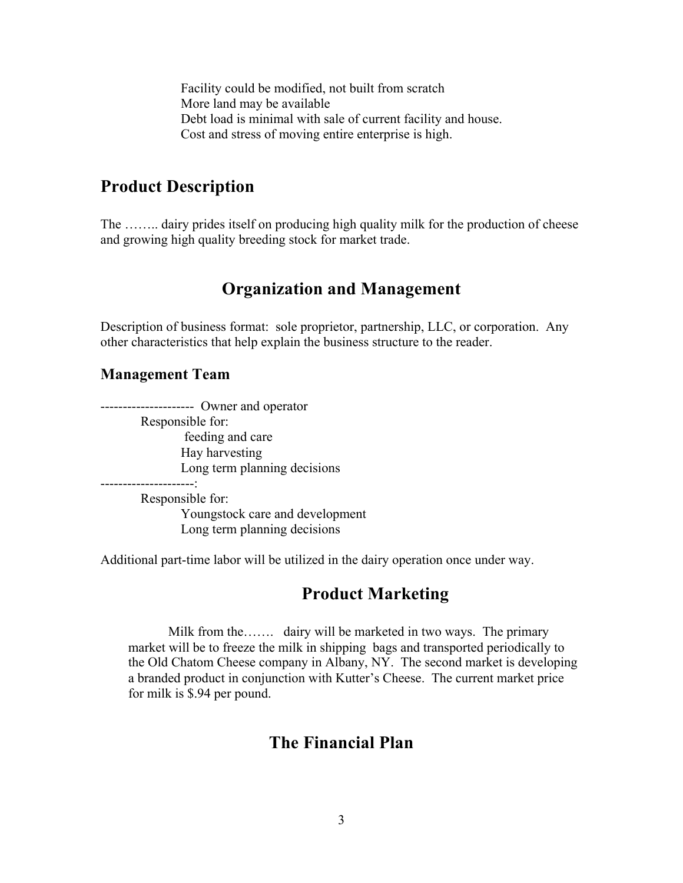Facility could be modified, not built from scratch
More land may be available
Debt load is minimal with sale of current facility and house.
Cost and stress of moving entire enterprise is high.

## Product Description

The …….. dairy prides itself on producing high quality milk for the production of cheese and growing high quality breeding stock for market trade.

## Organization and Management

Description of business format: sole proprietor, partnership, LLC, or corporation. Any other characteristics that help explain the business structure to the reader.

### Management Team

--------------------- Owner and operator

Responsible for:

- feeding and care
- Hay harvesting
- Long term planning decisions

---------------------:

Responsible for:

- Youngstock care and development
- Long term planning decisions

Additional part-time labor will be utilized in the dairy operation once under way.

## Product Marketing

Milk from the……. dairy will be marketed in two ways. The primary market will be to freeze the milk in shipping bags and transported periodically to the Old Chatom Cheese company in Albany, NY. The second market is developing a branded product in conjunction with Kutter's Cheese. The current market price for milk is $.94 per pound.

## The Financial Plan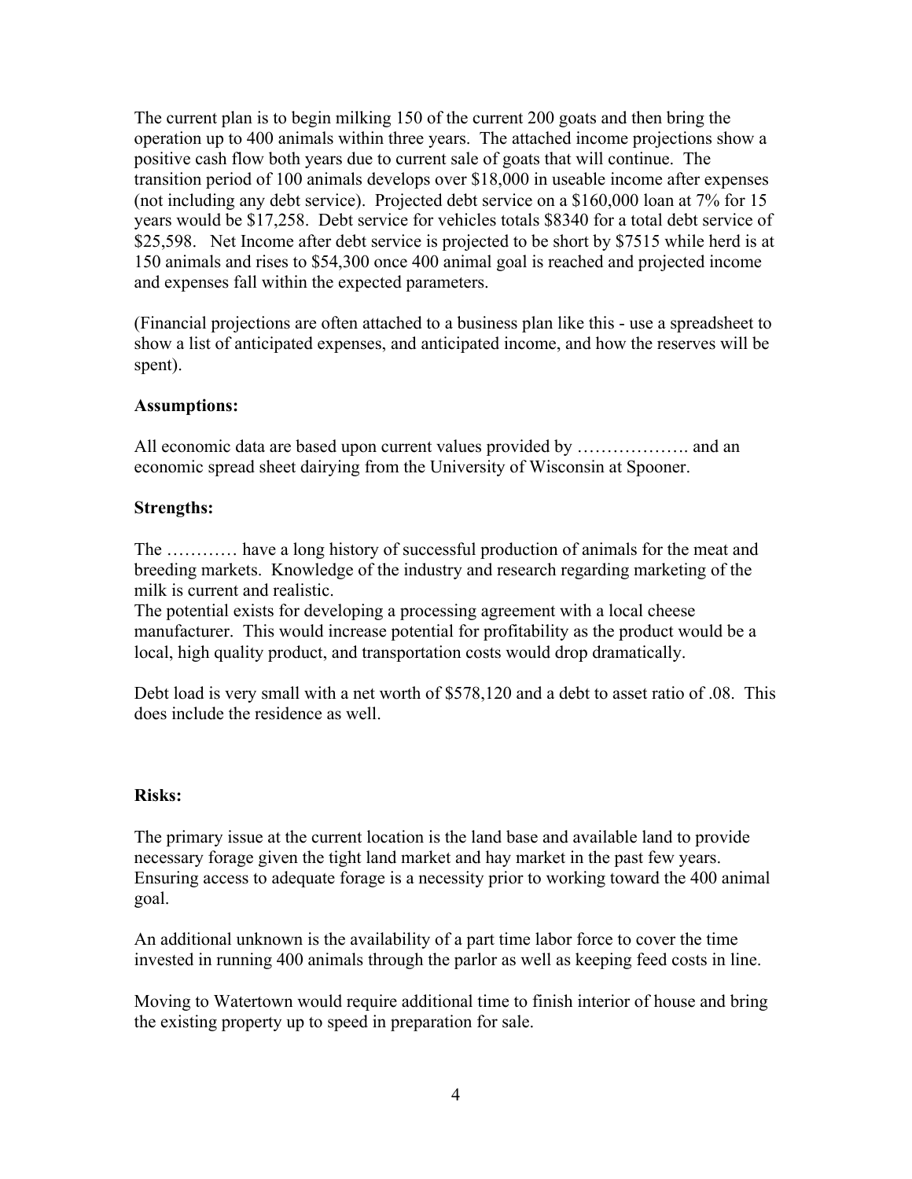The current plan is to begin milking 150 of the current 200 goats and then bring the operation up to 400 animals within three years. The attached income projections show a positive cash flow both years due to current sale of goats that will continue. The transition period of 100 animals develops over $18,000 in useable income after expenses (not including any debt service). Projected debt service on a $160,000 loan at 7% for 15 years would be $17,258. Debt service for vehicles totals $8340 for a total debt service of $25,598. Net Income after debt service is projected to be short by $7515 while herd is at 150 animals and rises to $54,300 once 400 animal goal is reached and projected income and expenses fall within the expected parameters.

(Financial projections are often attached to a business plan like this - use a spreadsheet to show a list of anticipated expenses, and anticipated income, and how the reserves will be spent).

**Assumptions:**

All economic data are based upon current values provided by ………………. and an economic spread sheet dairying from the University of Wisconsin at Spooner.

**Strengths:**

The ………… have a long history of successful production of animals for the meat and breeding markets. Knowledge of the industry and research regarding marketing of the milk is current and realistic.
The potential exists for developing a processing agreement with a local cheese manufacturer. This would increase potential for profitability as the product would be a local, high quality product, and transportation costs would drop dramatically.

Debt load is very small with a net worth of $578,120 and a debt to asset ratio of .08. This does include the residence as well.

**Risks:**

The primary issue at the current location is the land base and available land to provide necessary forage given the tight land market and hay market in the past few years. Ensuring access to adequate forage is a necessity prior to working toward the 400 animal goal.

An additional unknown is the availability of a part time labor force to cover the time invested in running 400 animals through the parlor as well as keeping feed costs in line.

Moving to Watertown would require additional time to finish interior of house and bring the existing property up to speed in preparation for sale.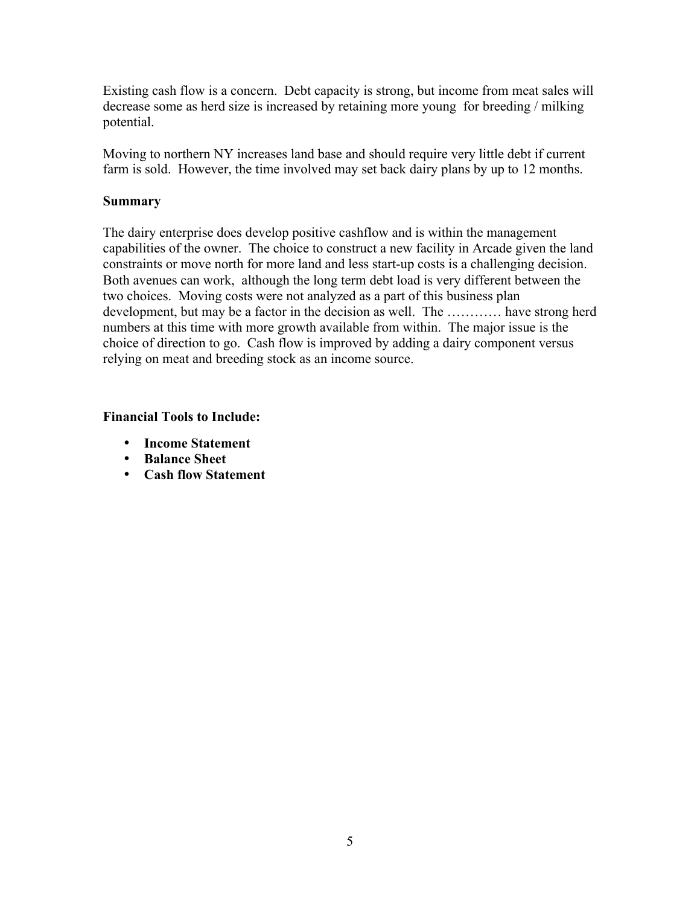Existing cash flow is a concern. Debt capacity is strong, but income from meat sales will decrease some as herd size is increased by retaining more young for breeding / milking potential.

Moving to northern NY increases land base and should require very little debt if current farm is sold. However, the time involved may set back dairy plans by up to 12 months.

**Summary**

The dairy enterprise does develop positive cashflow and is within the management capabilities of the owner. The choice to construct a new facility in Arcade given the land constraints or move north for more land and less start-up costs is a challenging decision. Both avenues can work, although the long term debt load is very different between the two choices. Moving costs were not analyzed as a part of this business plan development, but may be a factor in the decision as well. The ………… have strong herd numbers at this time with more growth available from within. The major issue is the choice of direction to go. Cash flow is improved by adding a dairy component versus relying on meat and breeding stock as an income source.

**Financial Tools to Include:**

- **Income Statement**
- **Balance Sheet**
- **Cash flow Statement**